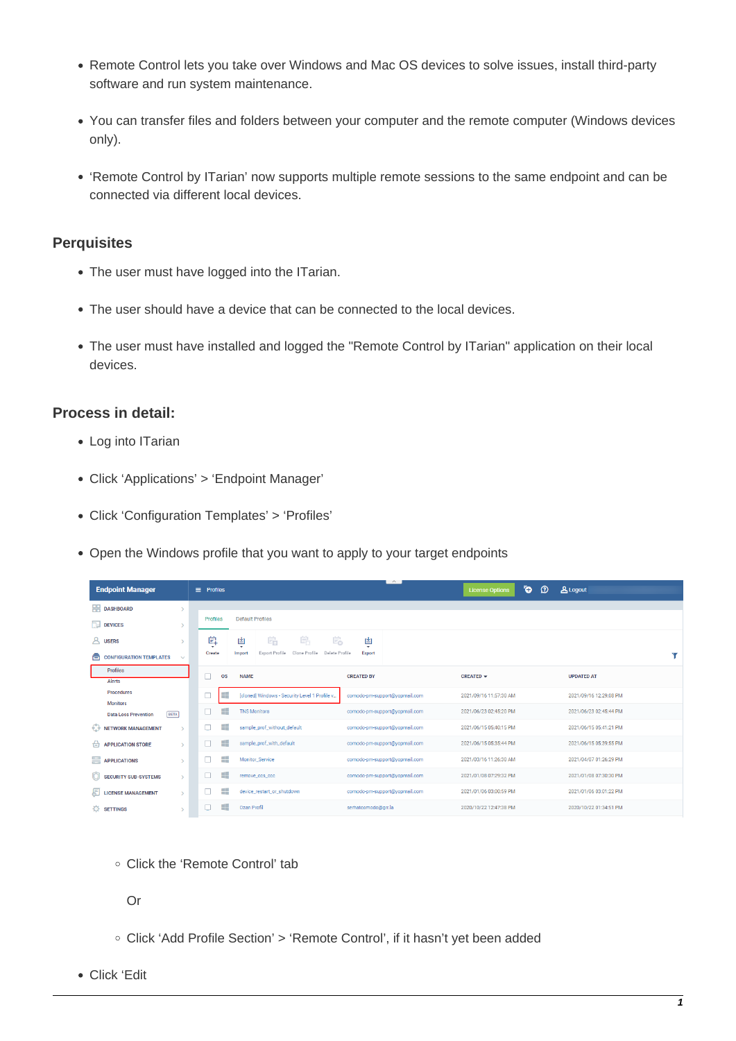- Remote Control lets you take over Windows and Mac OS devices to solve issues, install third-party software and run system maintenance.
- You can transfer files and folders between your computer and the remote computer (Windows devices only).
- 'Remote Control by ITarian' now supports multiple remote sessions to the same endpoint and can be connected via different local devices.

## Perquisites

- The user must have logged into the ITarian.
- The user should have a device that can be connected to the local devices.
- The user must have installed and logged the "Remote Control by ITarian" application on their local devices.

## Process in detail:

- Log into ITarian
- Click 'Applications' > 'Endpoint Manager'
- Click 'Configuration Templates' > 'Profiles'
- Open the Windows profile that you want to apply to your target endpoints

  - Click the 'Remote Control' tab

    Or

  - Click 'Add Profile Section' > 'Remote Control', if it hasn't yet been added

- Click 'Edit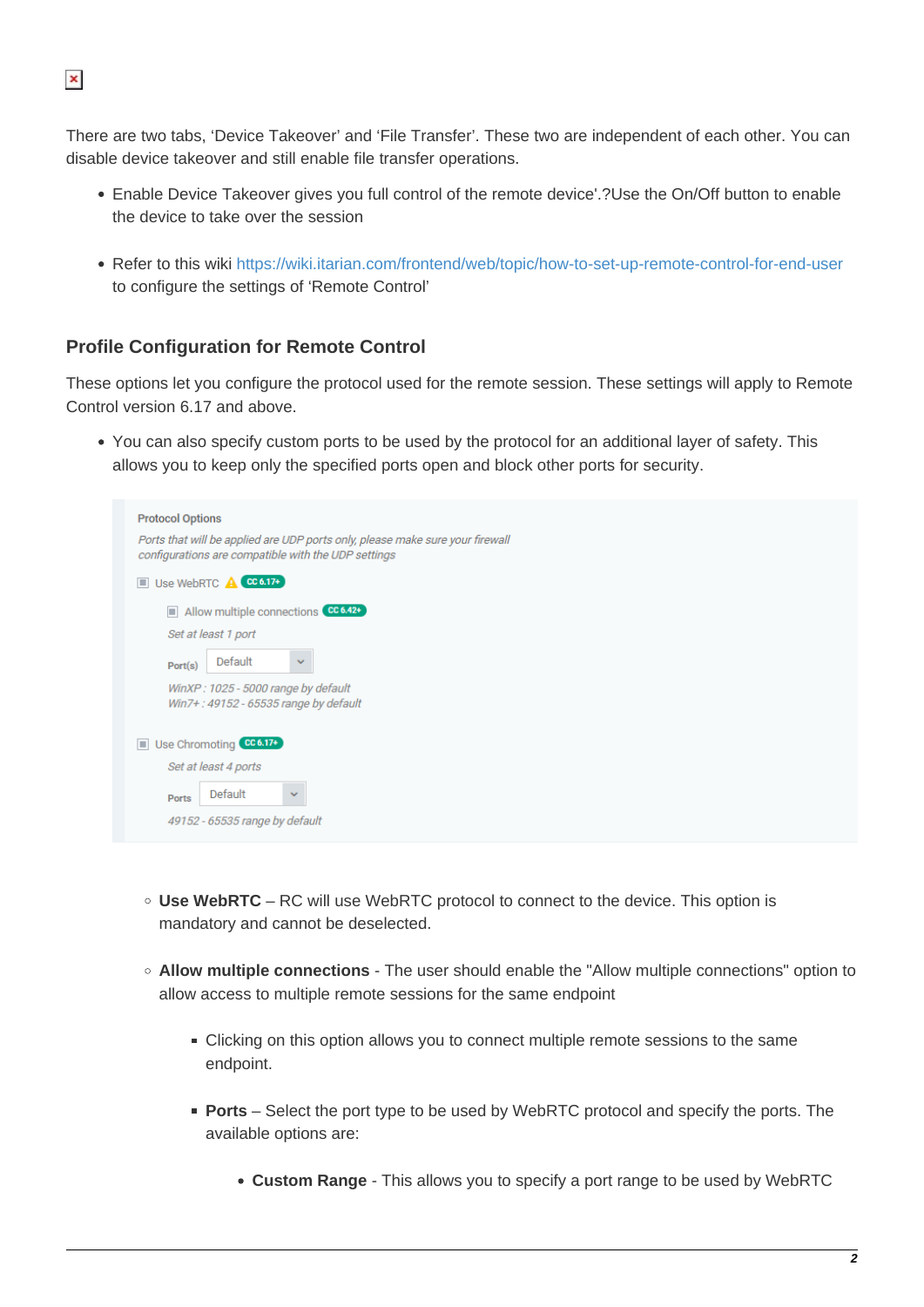There are two tabs, 'Device Takeover' and 'File Transfer'. These two are independent of each other. You can disable device takeover and still enable file transfer operations.

- Enable Device Takeover gives you full control of the remote device'.?Use the On/Off button to enable the device to take over the session
- Refer to this wiki https://wiki.itarian.com/frontend/web/topic/how-to-set-up-remote-control-for-end-user to configure the settings of 'Remote Control'

### Profile Configuration for Remote Control

These options let you configure the protocol used for the remote session. These settings will apply to Remote Control version 6.17 and above.

- You can also specify custom ports to be used by the protocol for an additional layer of safety. This allows you to keep only the specified ports open and block other ports for security.

    - **Use WebRTC** – RC will use WebRTC protocol to connect to the device. This option is mandatory and cannot be deselected.
    - **Allow multiple connections** - The user should enable the "Allow multiple connections" option to allow access to multiple remote sessions for the same endpoint
        - Clicking on this option allows you to connect multiple remote sessions to the same endpoint.
        - **Ports** – Select the port type to be used by WebRTC protocol and specify the ports. The available options are:
            - **Custom Range** - This allows you to specify a port range to be used by WebRTC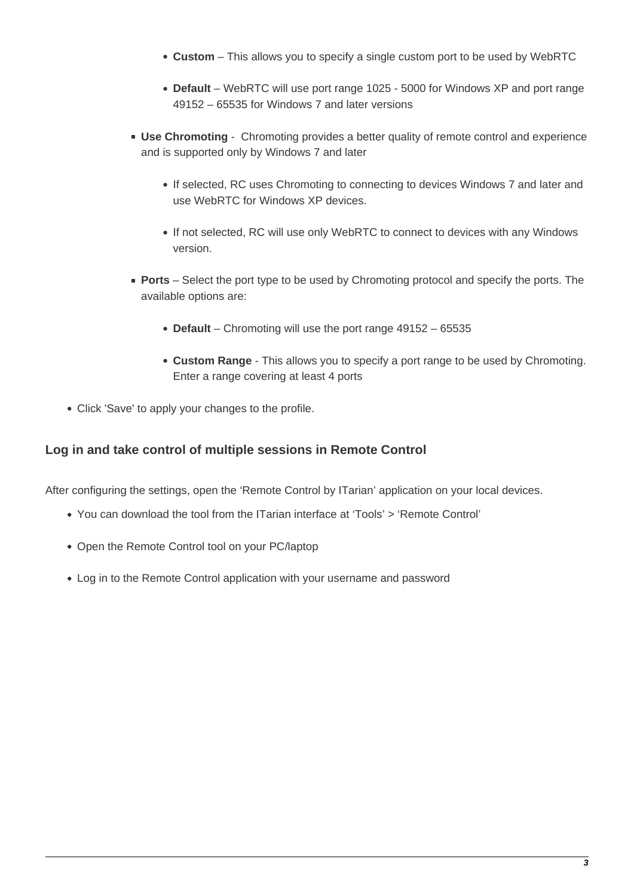- **Custom** – This allows you to specify a single custom port to be used by WebRTC
        - **Default** – WebRTC will use port range 1025 - 5000 for Windows XP and port range 49152 – 65535 for Windows 7 and later versions
    - **Use Chromoting** - Chromoting provides a better quality of remote control and experience and is supported only by Windows 7 and later
        - If selected, RC uses Chromoting to connecting to devices Windows 7 and later and use WebRTC for Windows XP devices.
        - If not selected, RC will use only WebRTC to connect to devices with any Windows version.
    - **Ports** – Select the port type to be used by Chromoting protocol and specify the ports. The available options are:
        - **Default** – Chromoting will use the port range 49152 – 65535
        - **Custom Range** - This allows you to specify a port range to be used by Chromoting. Enter a range covering at least 4 ports
- Click 'Save' to apply your changes to the profile.

### Log in and take control of multiple sessions in Remote Control

After configuring the settings, open the 'Remote Control by ITarian' application on your local devices.

- You can download the tool from the ITarian interface at 'Tools' > 'Remote Control'
- Open the Remote Control tool on your PC/laptop
- Log in to the Remote Control application with your username and password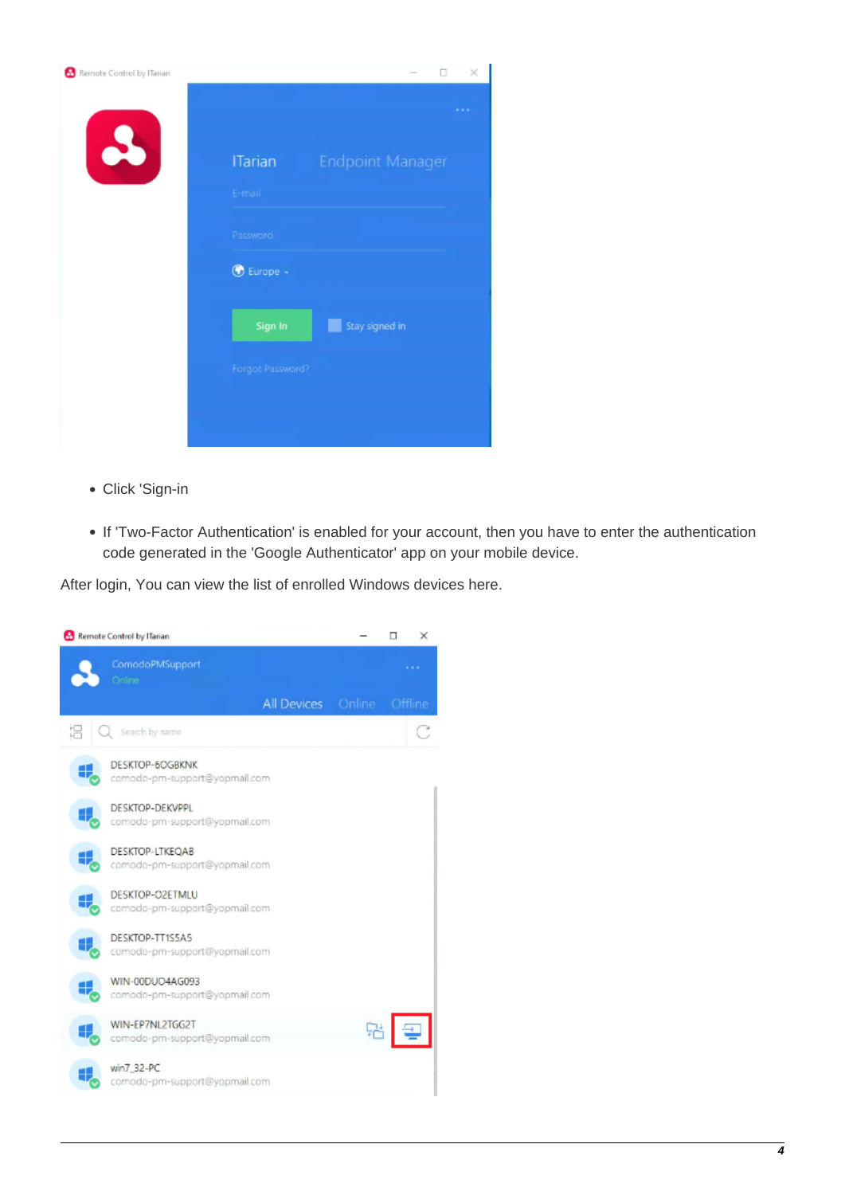- Click 'Sign-in
- If 'Two-Factor Authentication' is enabled for your account, then you have to enter the authentication code generated in the 'Google Authenticator' app on your mobile device.

After login, You can view the list of enrolled Windows devices here.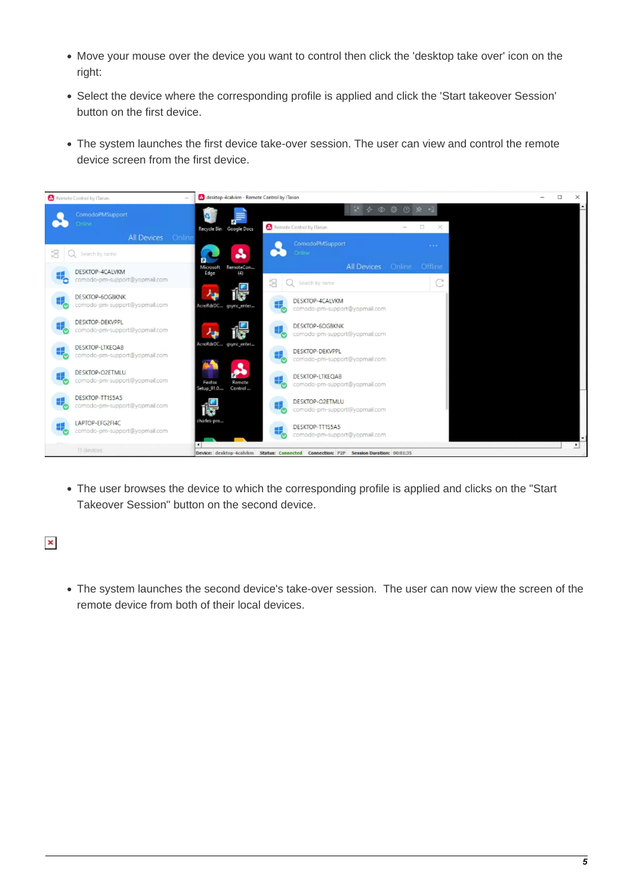- Move your mouse over the device you want to control then click the 'desktop take over' icon on the right:
- Select the device where the corresponding profile is applied and click the 'Start takeover Session' button on the first device.
- The system launches the first device take-over session. The user can view and control the remote device screen from the first device.

- The user browses the device to which the corresponding profile is applied and clicks on the "Start Takeover Session" button on the second device.

- The system launches the second device's take-over session. The user can now view the screen of the remote device from both of their local devices.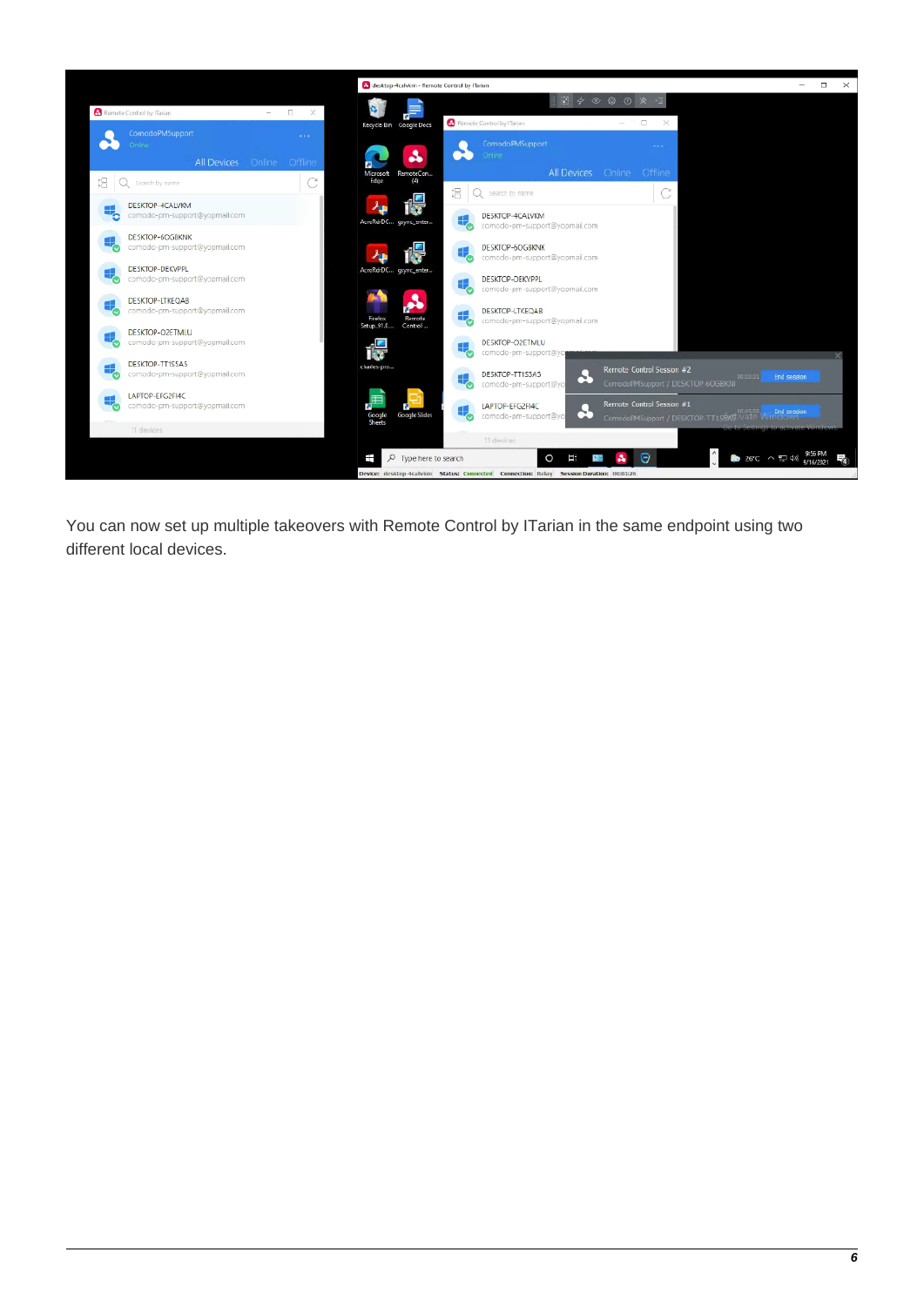You can now set up multiple takeovers with Remote Control by ITarian in the same endpoint using two different local devices.